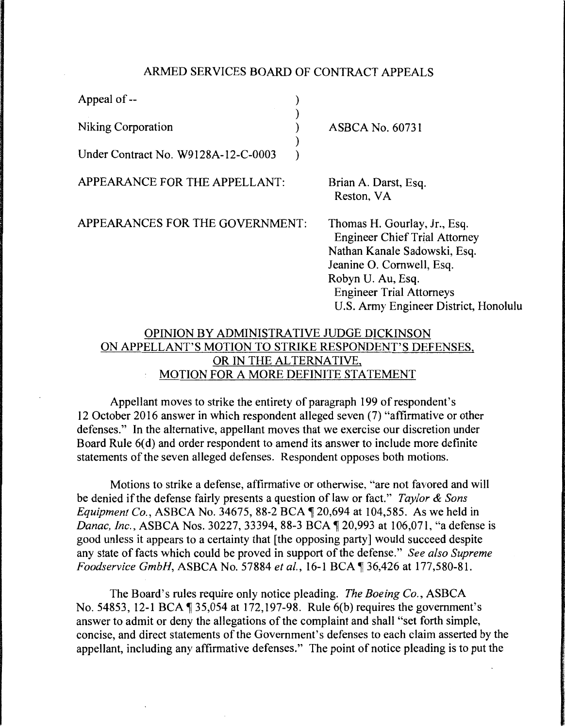ARMED SERVICES BOARD OF CONTRACT APPEALS

| | |
|---|---|
| Appeal of -- | |
| Niking Corporation | ASBCA No. 60731 |
| Under Contract No. W9128A-12-C-0003 | |

APPEARANCE FOR THE APPELLANT: Brian A. Darst, Esq.
Reston, VA

APPEARANCES FOR THE GOVERNMENT: Thomas H. Gourlay, Jr., Esq.
Engineer Chief Trial Attorney
Nathan Kanale Sadowski, Esq.
Jeanine O. Cornwell, Esq.
Robyn U. Au, Esq.
Engineer Trial Attorneys
U.S. Army Engineer District, Honolulu

OPINION BY ADMINISTRATIVE JUDGE DICKINSON ON APPELLANT'S MOTION TO STRIKE RESPONDENT'S DEFENSES, OR IN THE ALTERNATIVE, MOTION FOR A MORE DEFINITE STATEMENT

Appellant moves to strike the entirety of paragraph 199 of respondent's 12 October 2016 answer in which respondent alleged seven (7) "affirmative or other defenses." In the alternative, appellant moves that we exercise our discretion under Board Rule 6(d) and order respondent to amend its answer to include more definite statements of the seven alleged defenses. Respondent opposes both motions.

Motions to strike a defense, affirmative or otherwise, "are not favored and will be denied if the defense fairly presents a question of law or fact." *Taylor & Sons Equipment Co.*, ASBCA No. 34675, 88-2 BCA ¶ 20,694 at 104,585. As we held in *Danac, Inc.*, ASBCA Nos. 30227, 33394, 88-3 BCA ¶ 20,993 at 106,071, "a defense is good unless it appears to a certainty that [the opposing party] would succeed despite any state of facts which could be proved in support of the defense." *See also Supreme Foodservice GmbH*, ASBCA No. 57884 *et al.*, 16-1 BCA ¶ 36,426 at 177,580-81.

The Board's rules require only notice pleading. *The Boeing Co.*, ASBCA No. 54853, 12-1 BCA ¶ 35,054 at 172,197-98. Rule 6(b) requires the government's answer to admit or deny the allegations of the complaint and shall "set forth simple, concise, and direct statements of the Government's defenses to each claim asserted by the appellant, including any affirmative defenses." The point of notice pleading is to put the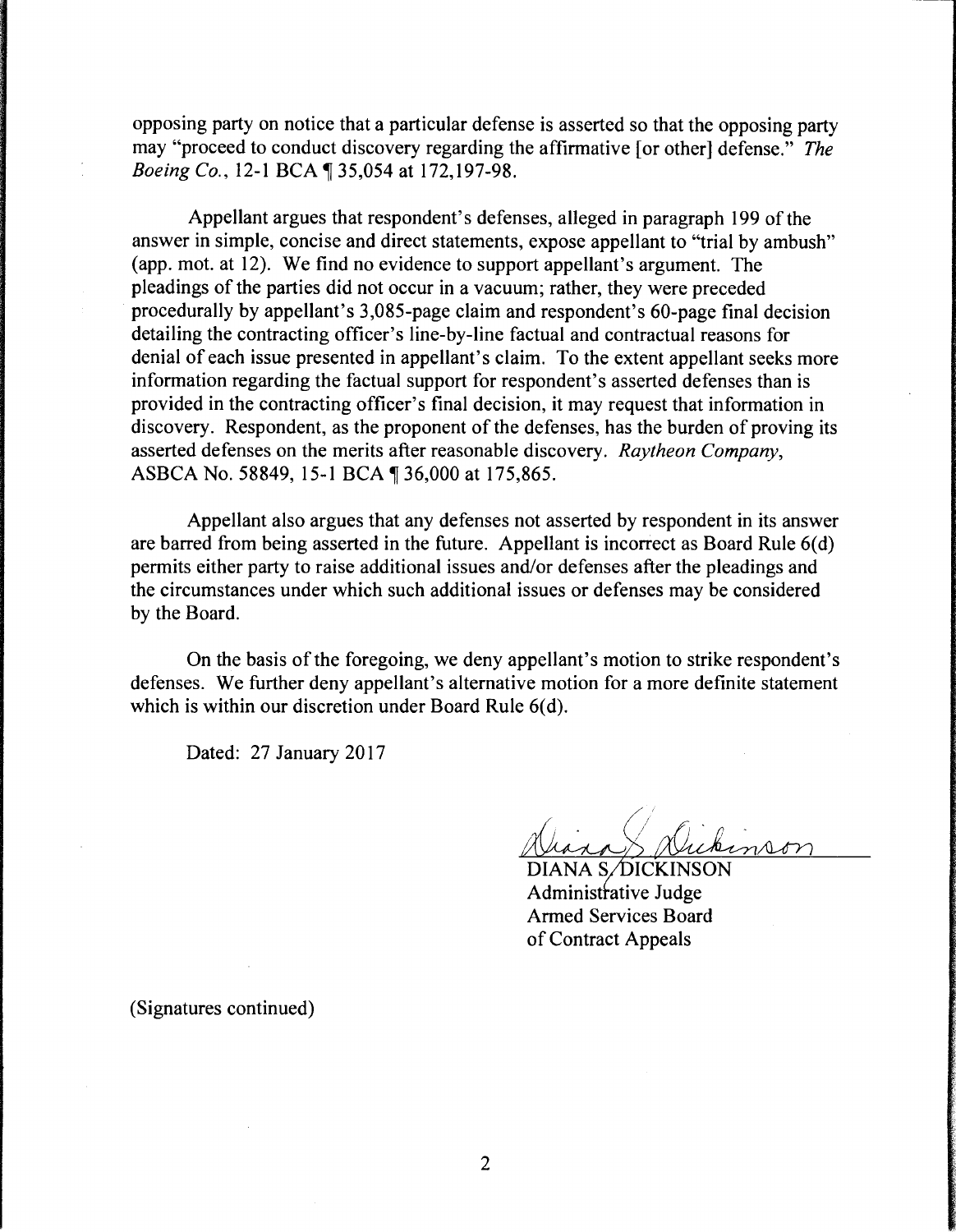opposing party on notice that a particular defense is asserted so that the opposing party may "proceed to conduct discovery regarding the affirmative [or other] defense." *The Boeing Co.*, 12-1 BCA ¶ 35,054 at 172,197-98.

Appellant argues that respondent's defenses, alleged in paragraph 199 of the answer in simple, concise and direct statements, expose appellant to "trial by ambush" (app. mot. at 12). We find no evidence to support appellant's argument. The pleadings of the parties did not occur in a vacuum; rather, they were preceded procedurally by appellant's 3,085-page claim and respondent's 60-page final decision detailing the contracting officer's line-by-line factual and contractual reasons for denial of each issue presented in appellant's claim. To the extent appellant seeks more information regarding the factual support for respondent's asserted defenses than is provided in the contracting officer's final decision, it may request that information in discovery. Respondent, as the proponent of the defenses, has the burden of proving its asserted defenses on the merits after reasonable discovery. *Raytheon Company*, ASBCA No. 58849, 15-1 BCA ¶ 36,000 at 175,865.

Appellant also argues that any defenses not asserted by respondent in its answer are barred from being asserted in the future. Appellant is incorrect as Board Rule 6(d) permits either party to raise additional issues and/or defenses after the pleadings and the circumstances under which such additional issues or defenses may be considered by the Board.

On the basis of the foregoing, we deny appellant's motion to strike respondent's defenses. We further deny appellant's alternative motion for a more definite statement which is within our discretion under Board Rule 6(d).

Dated: 27 January 2017

DIANA S. DICKINSON
Administrative Judge
Armed Services Board
of Contract Appeals

(Signatures continued)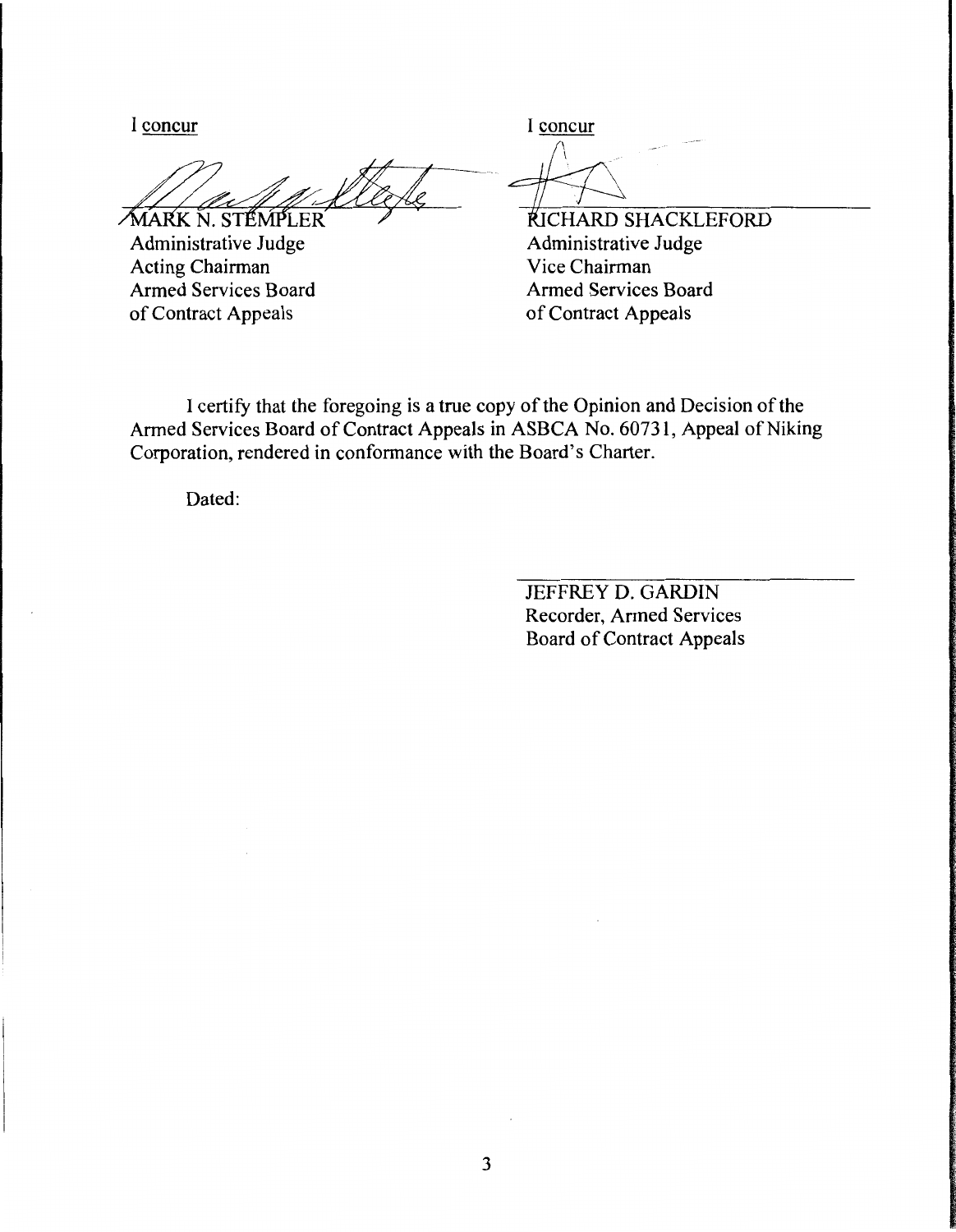I concur

MARK N. STEMPLER
Administrative Judge
Acting Chairman
Armed Services Board
of Contract Appeals

I concur

RICHARD SHACKLEFORD
Administrative Judge
Vice Chairman
Armed Services Board
of Contract Appeals

I certify that the foregoing is a true copy of the Opinion and Decision of the Armed Services Board of Contract Appeals in ASBCA No. 60731, Appeal of Niking Corporation, rendered in conformance with the Board's Charter.

Dated:

JEFFREY D. GARDIN
Recorder, Armed Services
Board of Contract Appeals